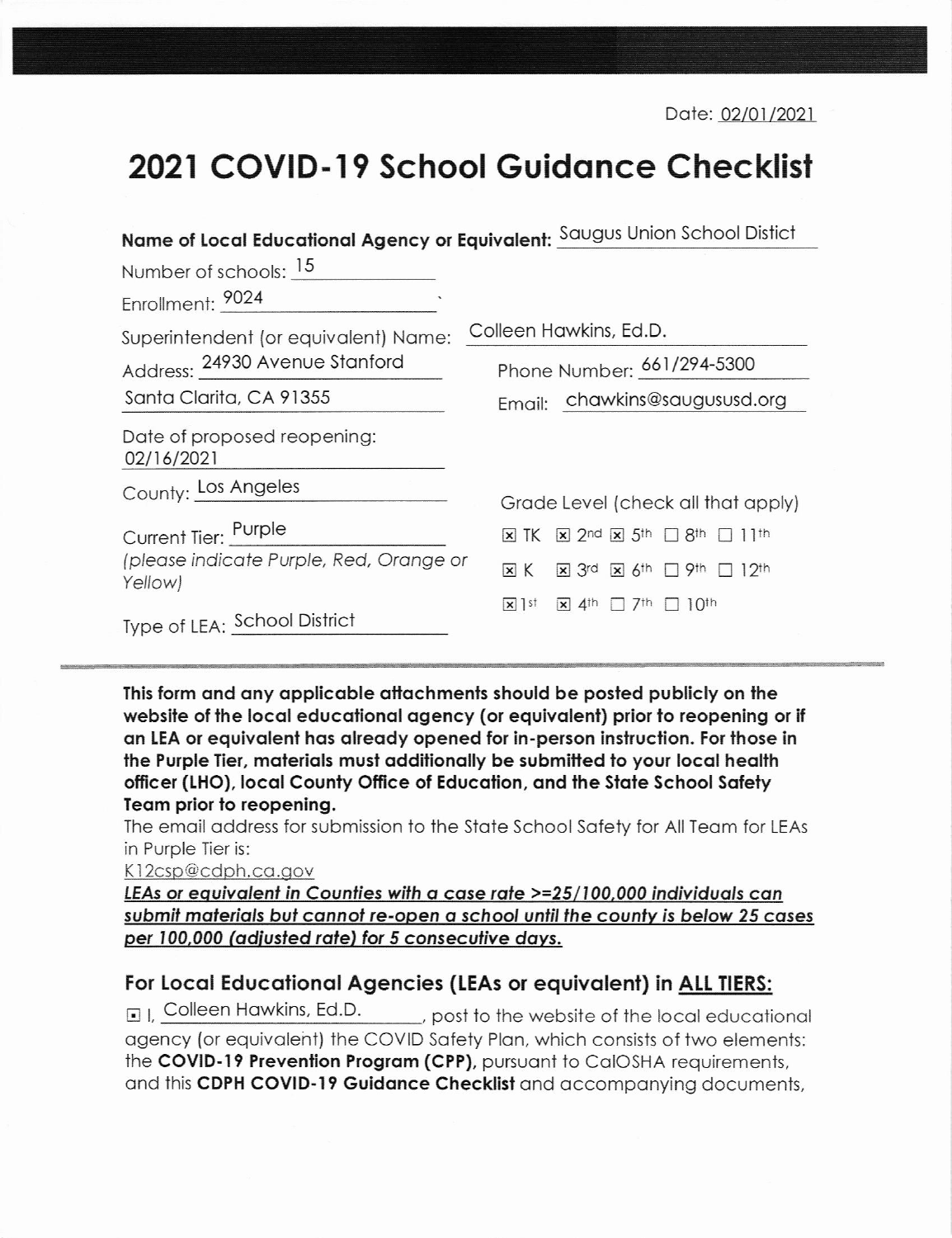Date: 02/01/2021

# 2021 COVID-19 School Guidance Checklist

**Name of Local Educational Agency or Equivalent:** Saugus Union School Distict

Number of schools: 15

Enrollment: 9024

Superintendent (or equivalent) Name: Colleen Hawkins, Ed.D.

Address: 24930 Avenue Stanford
Santa Clarita, CA 91355

Phone Number: 661/294-5300

Email: chawkins@saugususd.org

Date of proposed reopening: 02/16/2021

County: Los Angeles

Current Tier: Purple
*(please indicate Purple, Red, Orange or Yellow)*

Type of LEA: School District

Grade Level (check all that apply)

- [x] TK
- [x] K
- [x] 1st
- [x] 2nd
- [x] 3rd
- [x] 4th
- [x] 5th
- [x] 6th
- [ ] 7th
- [ ] 8th
- [ ] 9th
- [ ] 10th
- [ ] 11th
- [ ] 12th

**This form and any applicable attachments should be posted publicly on the website of the local educational agency (or equivalent) prior to reopening or if an LEA or equivalent has already opened for in-person instruction. For those in the Purple Tier, materials must additionally be submitted to your local health officer (LHO), local County Office of Education, and the State School Safety Team prior to reopening.**

The email address for submission to the State School Safety for All Team for LEAs in Purple Tier is:

K12csp@cdph.ca.gov

***LEAs or equivalent in Counties with a case rate >=25/100,000 individuals can submit materials but cannot re-open a school until the county is below 25 cases per 100,000 (adjusted rate) for 5 consecutive days.***

## For Local Educational Agencies (LEAs or equivalent) in ALL TIERS:

- [x] I, Colleen Hawkins, Ed.D., post to the website of the local educational agency (or equivalent) the COVID Safety Plan, which consists of two elements: the **COVID-19 Prevention Program (CPP),** pursuant to CalOSHA requirements, and this **CDPH COVID-19 Guidance Checklist** and accompanying documents,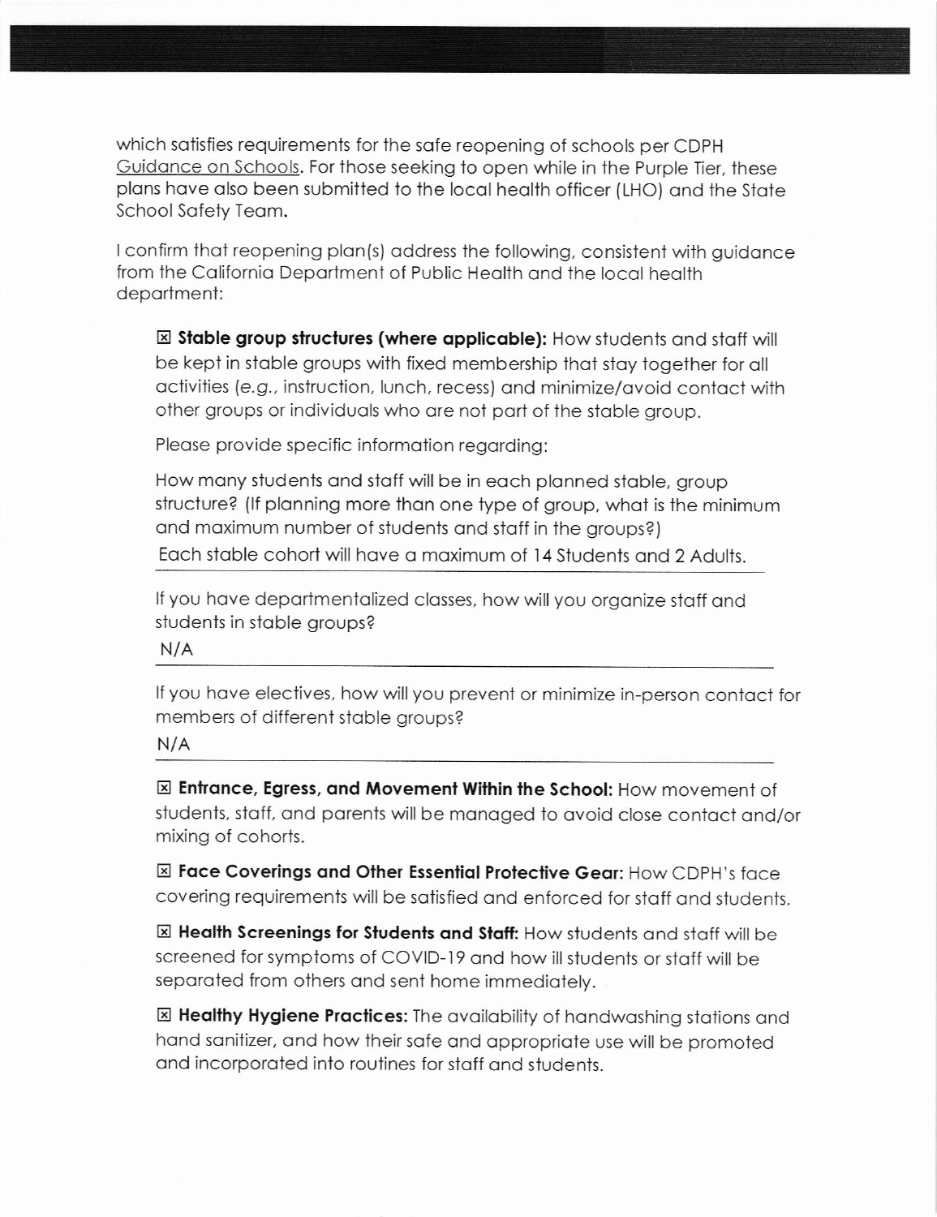which satisfies requirements for the safe reopening of schools per CDPH Guidance on Schools. For those seeking to open while in the Purple Tier, these plans have also been submitted to the local health officer (LHO) and the State School Safety Team.

I confirm that reopening plan(s) address the following, consistent with guidance from the California Department of Public Health and the local health department:

☒ **Stable group structures (where applicable):** How students and staff will be kept in stable groups with fixed membership that stay together for all activities (*e.g.*, instruction, lunch, recess) and minimize/avoid contact with other groups or individuals who are not part of the stable group.

Please provide specific information regarding:

How many students and staff will be in each planned stable, group structure? (If planning more than one type of group, what is the minimum and maximum number of students and staff in the groups?)

Each stable cohort will have a maximum of 14 Students and 2 Adults.

If you have departmentalized classes, how will you organize staff and students in stable groups?

N/A

If you have electives, how will you prevent or minimize in-person contact for members of different stable groups?

N/A

☒ **Entrance, Egress, and Movement Within the School:** How movement of students, staff, and parents will be managed to avoid close contact and/or mixing of cohorts.

☒ **Face Coverings and Other Essential Protective Gear:** How CDPH's face covering requirements will be satisfied and enforced for staff and students.

☒ **Health Screenings for Students and Staff:** How students and staff will be screened for symptoms of COVID-19 and how ill students or staff will be separated from others and sent home immediately.

☒ **Healthy Hygiene Practices:** The availability of handwashing stations and hand sanitizer, and how their safe and appropriate use will be promoted and incorporated into routines for staff and students.